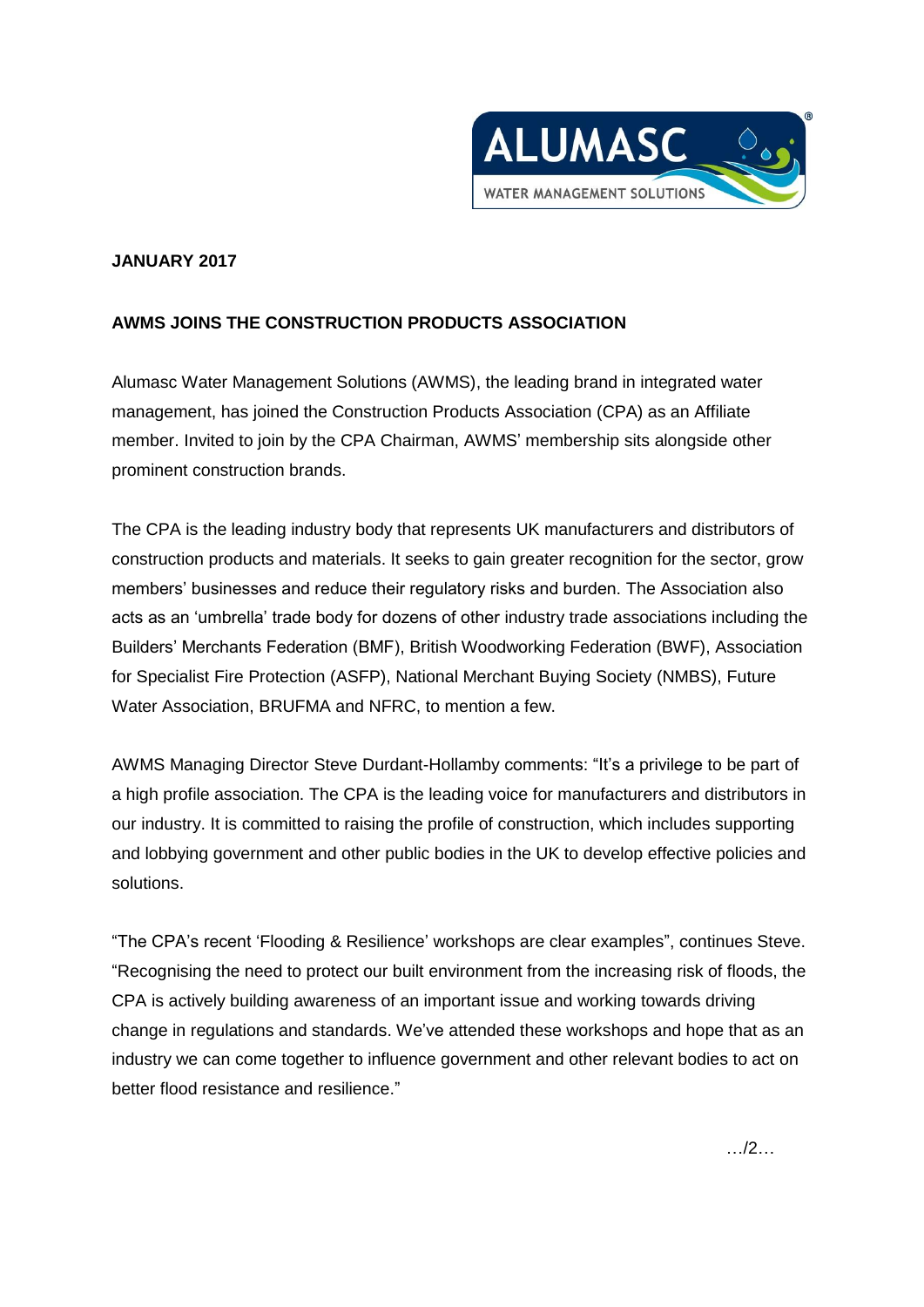**JANUARY 2017**

**AWMS JOINS THE CONSTRUCTION PRODUCTS ASSOCIATION**

Alumasc Water Management Solutions (AWMS), the leading brand in integrated water management, has joined the Construction Products Association (CPA) as an Affiliate member. Invited to join by the CPA Chairman, AWMS' membership sits alongside other prominent construction brands.

The CPA is the leading industry body that represents UK manufacturers and distributors of construction products and materials. It seeks to gain greater recognition for the sector, grow members' businesses and reduce their regulatory risks and burden. The Association also acts as an 'umbrella' trade body for dozens of other industry trade associations including the Builders' Merchants Federation (BMF), British Woodworking Federation (BWF), Association for Specialist Fire Protection (ASFP), National Merchant Buying Society (NMBS), Future Water Association, BRUFMA and NFRC, to mention a few.

AWMS Managing Director Steve Durdant-Hollamby comments: "It's a privilege to be part of a high profile association. The CPA is the leading voice for manufacturers and distributors in our industry. It is committed to raising the profile of construction, which includes supporting and lobbying government and other public bodies in the UK to develop effective policies and solutions.

"The CPA's recent 'Flooding & Resilience' workshops are clear examples", continues Steve. "Recognising the need to protect our built environment from the increasing risk of floods, the CPA is actively building awareness of an important issue and working towards driving change in regulations and standards. We've attended these workshops and hope that as an industry we can come together to influence government and other relevant bodies to act on better flood resistance and resilience."

…/2…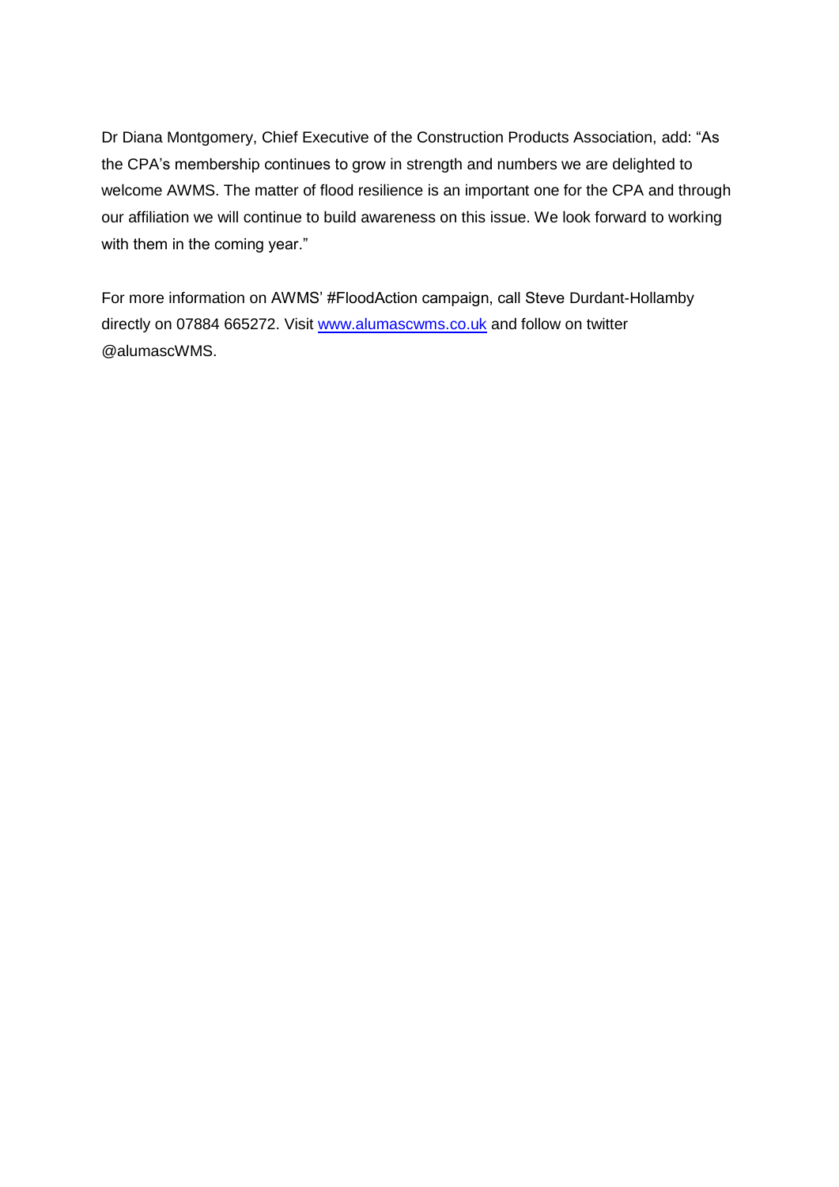Dr Diana Montgomery, Chief Executive of the Construction Products Association, add: "As the CPA's membership continues to grow in strength and numbers we are delighted to welcome AWMS. The matter of flood resilience is an important one for the CPA and through our affiliation we will continue to build awareness on this issue. We look forward to working with them in the coming year."

For more information on AWMS' #FloodAction campaign, call Steve Durdant-Hollamby directly on 07884 665272. Visit [www.alumascwms.co.uk](http://www.alumascwms.co.uk) and follow on twitter @alumascWMS.